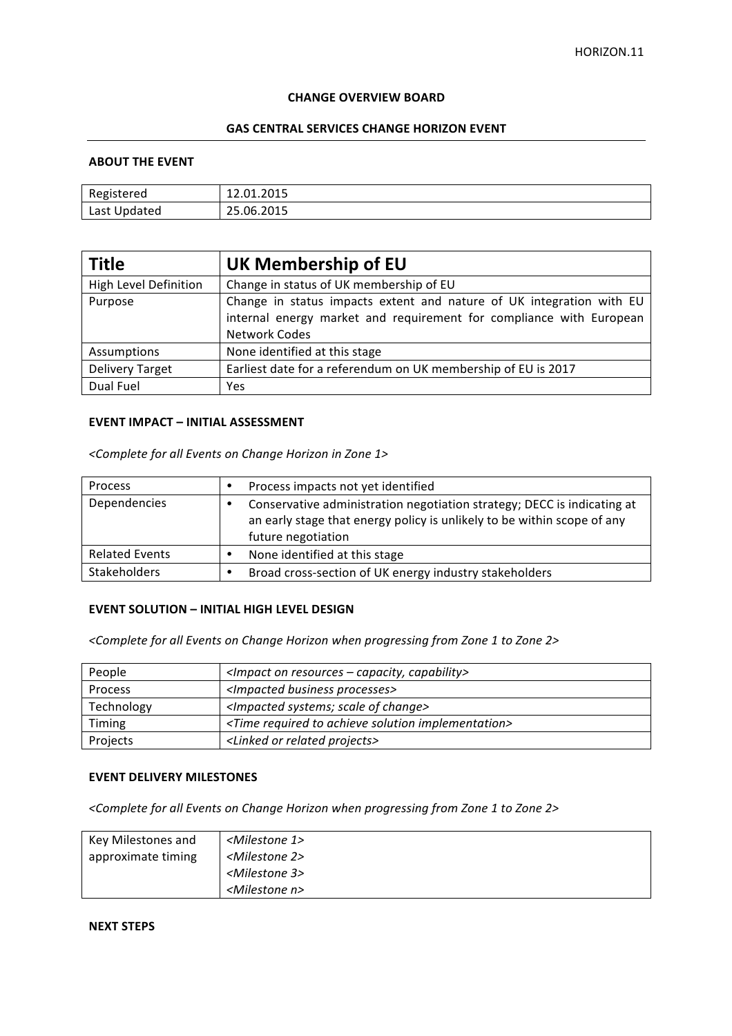HORIZON.11

**CHANGE OVERVIEW BOARD**

**GAS CENTRAL SERVICES CHANGE HORIZON EVENT**

**ABOUT THE EVENT**

| Registered | 12.01.2015 |
|---|---|
| Last Updated | 25.06.2015 |

| **Title** | **UK Membership of EU** |
|---|---|
| High Level Definition | Change in status of UK membership of EU |
| Purpose | Change in status impacts extent and nature of UK integration with EU internal energy market and requirement for compliance with European Network Codes |
| Assumptions | None identified at this stage |
| Delivery Target | Earliest date for a referendum on UK membership of EU is 2017 |
| Dual Fuel | Yes |

**EVENT IMPACT – INITIAL ASSESSMENT**

*<Complete for all Events on Change Horizon in Zone 1>*

| Process | • Process impacts not yet identified |
|---|---|
| Dependencies | • Conservative administration negotiation strategy; DECC is indicating at an early stage that energy policy is unlikely to be within scope of any future negotiation |
| Related Events | • None identified at this stage |
| Stakeholders | • Broad cross-section of UK energy industry stakeholders |

**EVENT SOLUTION – INITIAL HIGH LEVEL DESIGN**

*<Complete for all Events on Change Horizon when progressing from Zone 1 to Zone 2>*

| People | *<Impact on resources – capacity, capability>* |
|---|---|
| Process | *<Impacted business processes>* |
| Technology | *<Impacted systems; scale of change>* |
| Timing | *<Time required to achieve solution implementation>* |
| Projects | *<Linked or related projects>* |

**EVENT DELIVERY MILESTONES**

*<Complete for all Events on Change Horizon when progressing from Zone 1 to Zone 2>*

| Key Milestones and approximate timing | *<Milestone 1>*<br>*<Milestone 2>*<br>*<Milestone 3>*<br>*<Milestone n>* |
|---|---|

**NEXT STEPS**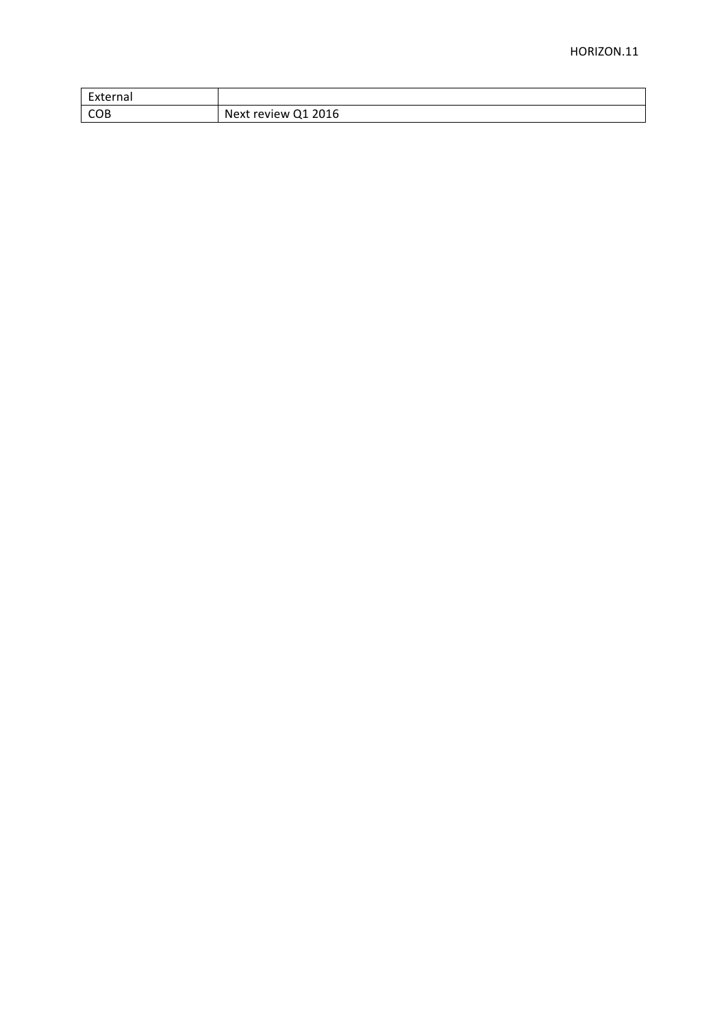| | |
|---|---|
| External | |
| COB | Next review Q1 2016 |